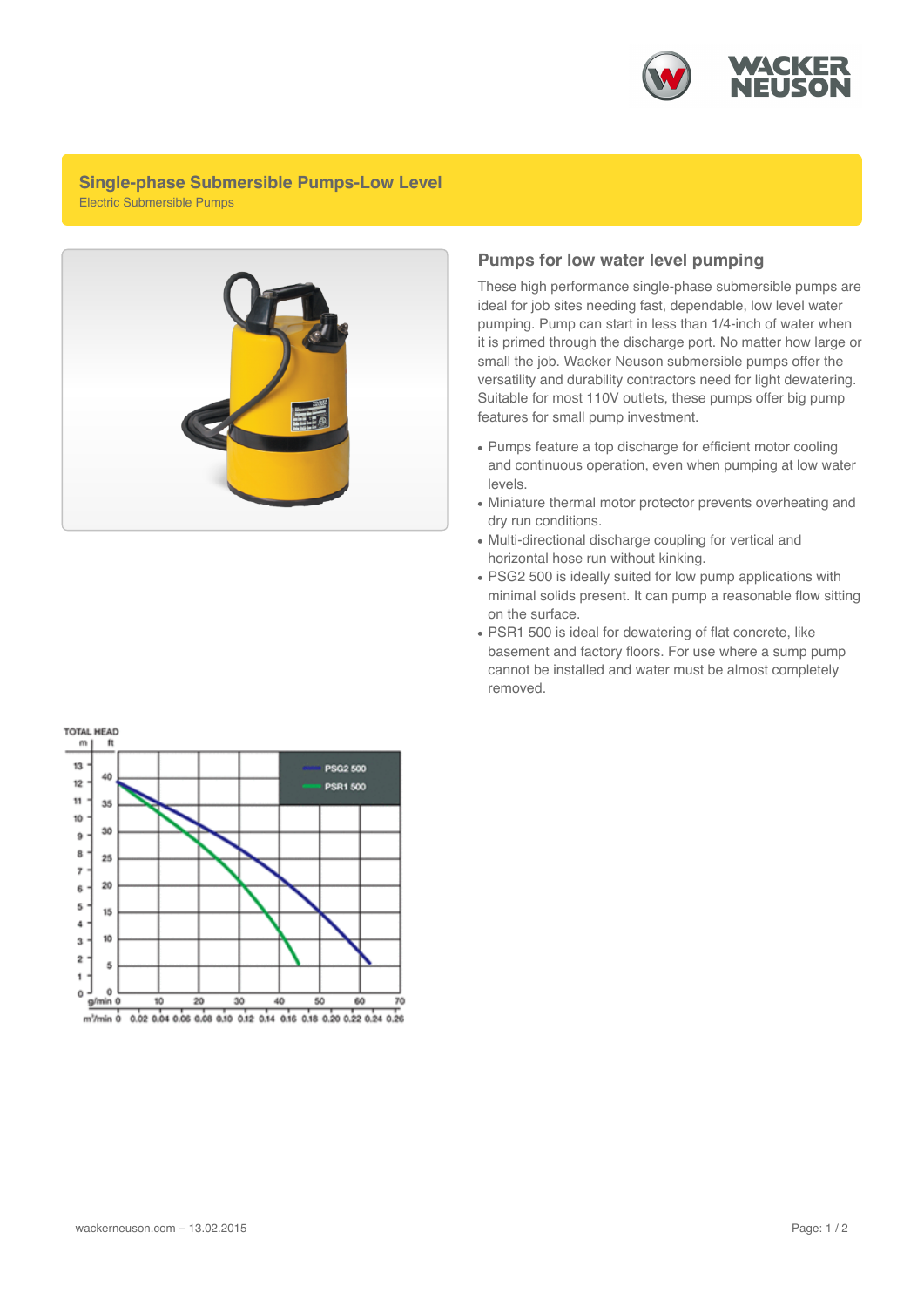# Single-phase Submersible Pumps-Low Level

Electric Submersible Pumps

## Pumps for low water level pumping

These high performance single-phase submersible pumps are ideal for job sites needing fast, dependable, low level water pumping. Pump can start in less than 1/4-inch of water when it is primed through the discharge port. No matter how large or small the job. Wacker Neuson submersible pumps offer the versatility and durability contractors need for light dewatering. Suitable for most 110V outlets, these pumps offer big pump features for small pump investment.

- Pumps feature a top discharge for efficient motor cooling and continuous operation, even when pumping at low water levels.
- Miniature thermal motor protector prevents overheating and dry run conditions.
- Multi-directional discharge coupling for vertical and horizontal hose run without kinking.
- PSG2 500 is ideally suited for low pump applications with minimal solids present. It can pump a reasonable flow sitting on the surface.
- PSR1 500 is ideal for dewatering of flat concrete, like basement and factory floors. For use where a sump pump cannot be installed and water must be almost completely removed.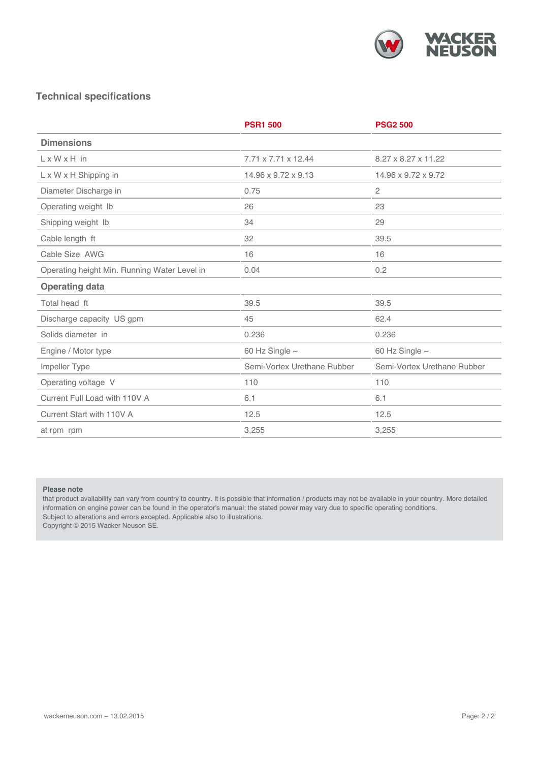## Technical specifications

| | PSR1 500 | PSG2 500 |
|---|---|---|
| **Dimensions** | | |
| L x W x H in | 7.71 x 7.71 x 12.44 | 8.27 x 8.27 x 11.22 |
| L x W x H Shipping in | 14.96 x 9.72 x 9.13 | 14.96 x 9.72 x 9.72 |
| Diameter Discharge in | 0.75 | 2 |
| Operating weight lb | 26 | 23 |
| Shipping weight lb | 34 | 29 |
| Cable length ft | 32 | 39.5 |
| Cable Size AWG | 16 | 16 |
| Operating height Min. Running Water Level in | 0.04 | 0.2 |
| **Operating data** | | |
| Total head ft | 39.5 | 39.5 |
| Discharge capacity US gpm | 45 | 62.4 |
| Solids diameter in | 0.236 | 0.236 |
| Engine / Motor type | 60 Hz Single ~ | 60 Hz Single ~ |
| Impeller Type | Semi-Vortex Urethane Rubber | Semi-Vortex Urethane Rubber |
| Operating voltage V | 110 | 110 |
| Current Full Load with 110V A | 6.1 | 6.1 |
| Current Start with 110V A | 12.5 | 12.5 |
| at rpm rpm | 3,255 | 3,255 |

**Please note**
that product availability can vary from country to country. It is possible that information / products may not be available in your country. More detailed information on engine power can be found in the operator's manual; the stated power may vary due to specific operating conditions.
Subject to alterations and errors excepted. Applicable also to illustrations.
Copyright © 2015 Wacker Neuson SE.

wackerneuson.com – 13.02.2015